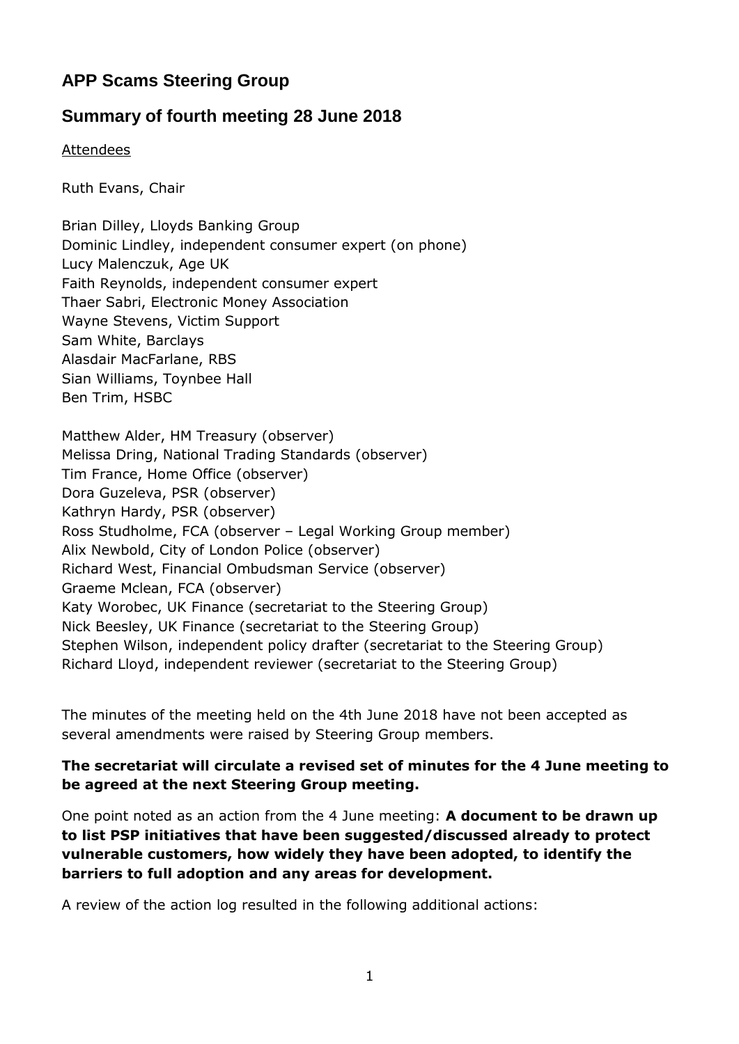# APP Scams Steering Group

## Summary of fourth meeting 28 June 2018

Attendees

Ruth Evans, Chair

Brian Dilley, Lloyds Banking Group
Dominic Lindley, independent consumer expert (on phone)
Lucy Malenczuk, Age UK
Faith Reynolds, independent consumer expert
Thaer Sabri, Electronic Money Association
Wayne Stevens, Victim Support
Sam White, Barclays
Alasdair MacFarlane, RBS
Sian Williams, Toynbee Hall
Ben Trim, HSBC

Matthew Alder, HM Treasury (observer)
Melissa Dring, National Trading Standards (observer)
Tim France, Home Office (observer)
Dora Guzeleva, PSR (observer)
Kathryn Hardy, PSR (observer)
Ross Studholme, FCA (observer – Legal Working Group member)
Alix Newbold, City of London Police (observer)
Richard West, Financial Ombudsman Service (observer)
Graeme Mclean, FCA (observer)
Katy Worobec, UK Finance (secretariat to the Steering Group)
Nick Beesley, UK Finance (secretariat to the Steering Group)
Stephen Wilson, independent policy drafter (secretariat to the Steering Group)
Richard Lloyd, independent reviewer (secretariat to the Steering Group)

The minutes of the meeting held on the 4th June 2018 have not been accepted as several amendments were raised by Steering Group members.

**The secretariat will circulate a revised set of minutes for the 4 June meeting to be agreed at the next Steering Group meeting.**

One point noted as an action from the 4 June meeting: **A document to be drawn up to list PSP initiatives that have been suggested/discussed already to protect vulnerable customers, how widely they have been adopted, to identify the barriers to full adoption and any areas for development.**

A review of the action log resulted in the following additional actions: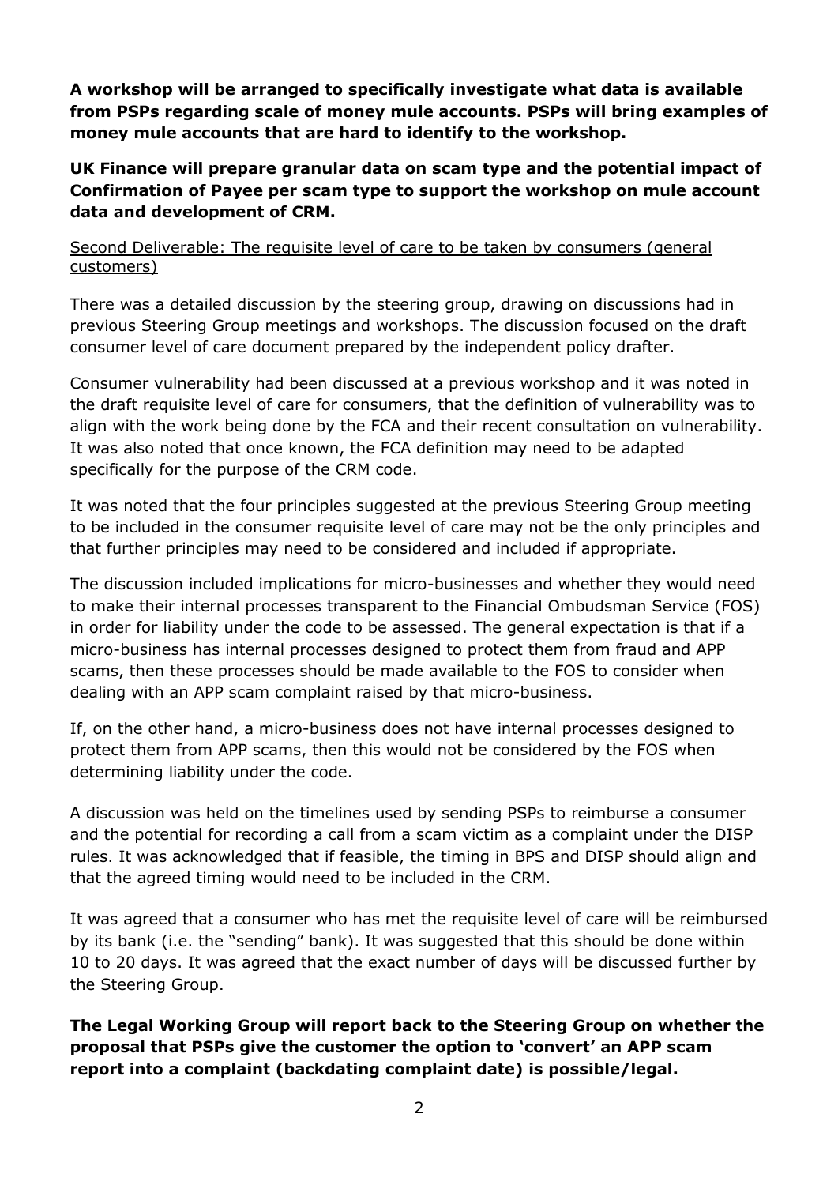**A workshop will be arranged to specifically investigate what data is available from PSPs regarding scale of money mule accounts. PSPs will bring examples of money mule accounts that are hard to identify to the workshop.**

**UK Finance will prepare granular data on scam type and the potential impact of Confirmation of Payee per scam type to support the workshop on mule account data and development of CRM.**

<u>Second Deliverable: The requisite level of care to be taken by consumers (general customers)</u>

There was a detailed discussion by the steering group, drawing on discussions had in previous Steering Group meetings and workshops. The discussion focused on the draft consumer level of care document prepared by the independent policy drafter.

Consumer vulnerability had been discussed at a previous workshop and it was noted in the draft requisite level of care for consumers, that the definition of vulnerability was to align with the work being done by the FCA and their recent consultation on vulnerability. It was also noted that once known, the FCA definition may need to be adapted specifically for the purpose of the CRM code.

It was noted that the four principles suggested at the previous Steering Group meeting to be included in the consumer requisite level of care may not be the only principles and that further principles may need to be considered and included if appropriate.

The discussion included implications for micro-businesses and whether they would need to make their internal processes transparent to the Financial Ombudsman Service (FOS) in order for liability under the code to be assessed. The general expectation is that if a micro-business has internal processes designed to protect them from fraud and APP scams, then these processes should be made available to the FOS to consider when dealing with an APP scam complaint raised by that micro-business.

If, on the other hand, a micro-business does not have internal processes designed to protect them from APP scams, then this would not be considered by the FOS when determining liability under the code.

A discussion was held on the timelines used by sending PSPs to reimburse a consumer and the potential for recording a call from a scam victim as a complaint under the DISP rules. It was acknowledged that if feasible, the timing in BPS and DISP should align and that the agreed timing would need to be included in the CRM.

It was agreed that a consumer who has met the requisite level of care will be reimbursed by its bank (i.e. the "sending" bank). It was suggested that this should be done within 10 to 20 days. It was agreed that the exact number of days will be discussed further by the Steering Group.

**The Legal Working Group will report back to the Steering Group on whether the proposal that PSPs give the customer the option to 'convert' an APP scam report into a complaint (backdating complaint date) is possible/legal.**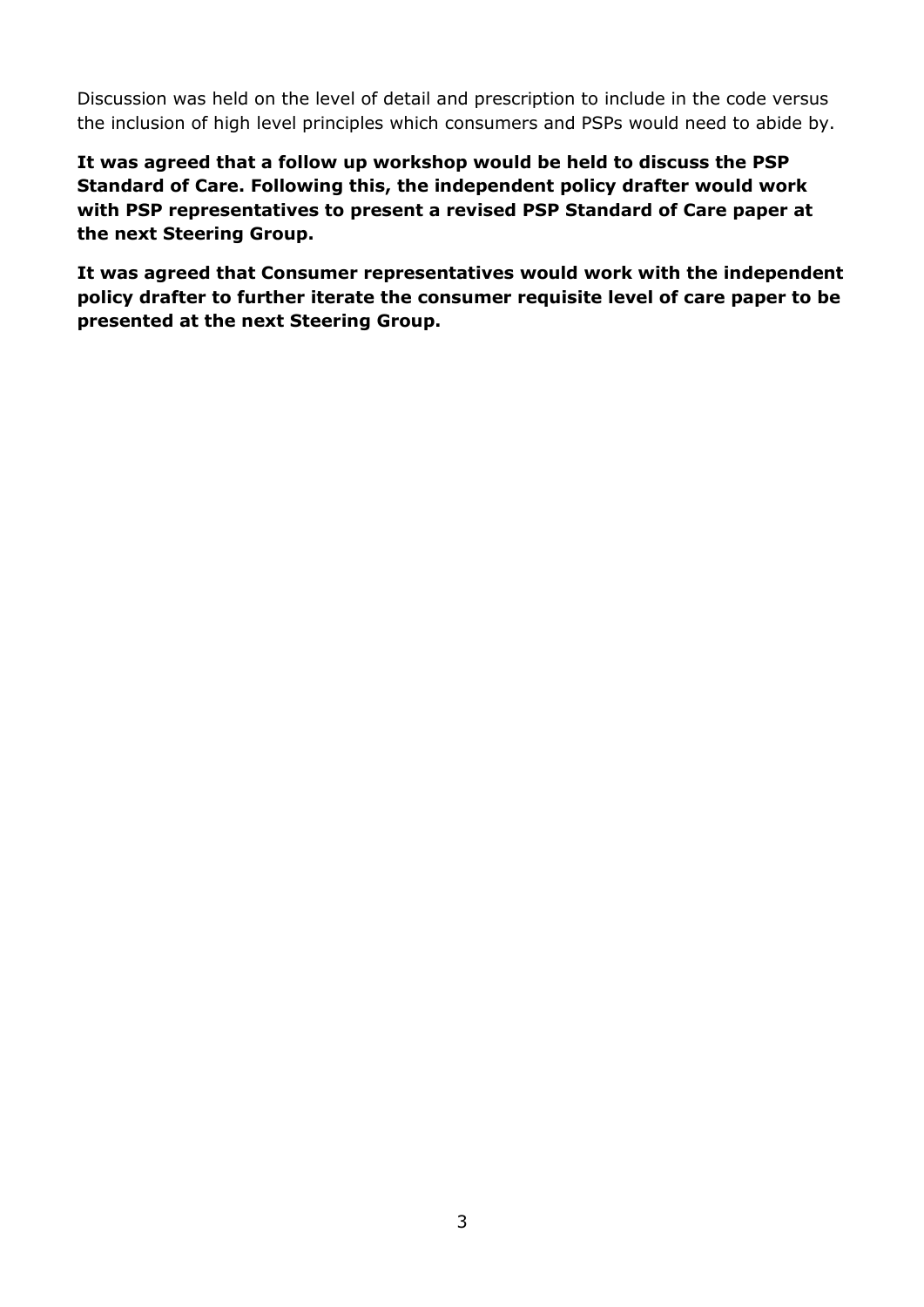Discussion was held on the level of detail and prescription to include in the code versus the inclusion of high level principles which consumers and PSPs would need to abide by.

**It was agreed that a follow up workshop would be held to discuss the PSP Standard of Care. Following this, the independent policy drafter would work with PSP representatives to present a revised PSP Standard of Care paper at the next Steering Group.**

**It was agreed that Consumer representatives would work with the independent policy drafter to further iterate the consumer requisite level of care paper to be presented at the next Steering Group.**